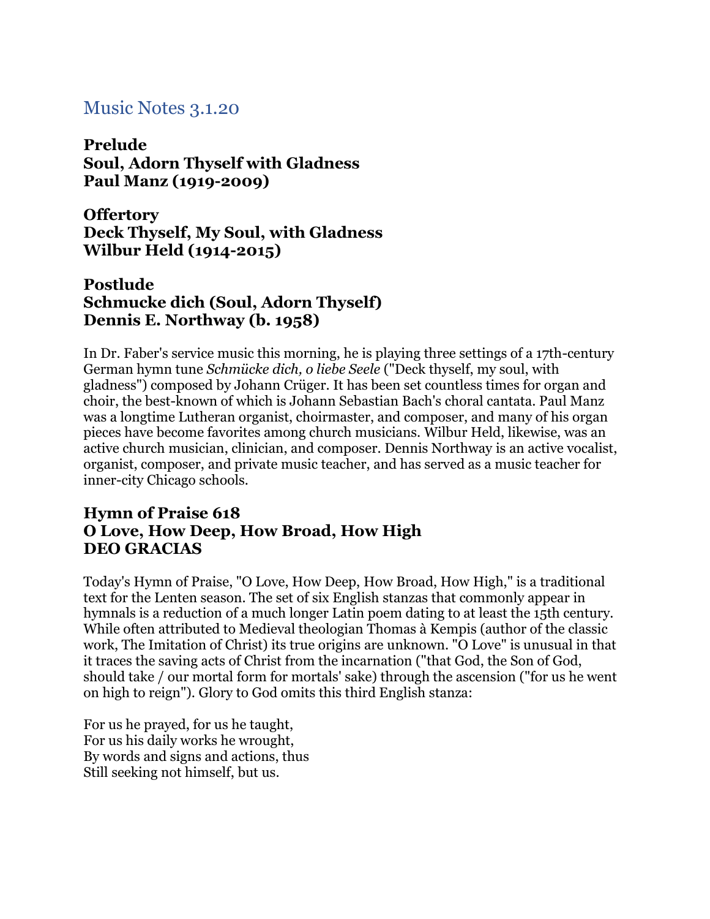## Music Notes 3.1.20

**Prelude**
**Soul, Adorn Thyself with Gladness**
**Paul Manz (1919-2009)**

**Offertory**
**Deck Thyself, My Soul, with Gladness**
**Wilbur Held (1914-2015)**

**Postlude**
**Schmucke dich (Soul, Adorn Thyself)**
**Dennis E. Northway (b. 1958)**

In Dr. Faber's service music this morning, he is playing three settings of a 17th-century German hymn tune *Schmücke dich, o liebe Seele* ("Deck thyself, my soul, with gladness") composed by Johann Crüger. It has been set countless times for organ and choir, the best-known of which is Johann Sebastian Bach's choral cantata. Paul Manz was a longtime Lutheran organist, choirmaster, and composer, and many of his organ pieces have become favorites among church musicians. Wilbur Held, likewise, was an active church musician, clinician, and composer. Dennis Northway is an active vocalist, organist, composer, and private music teacher, and has served as a music teacher for inner-city Chicago schools.

### Hymn of Praise 618
### O Love, How Deep, How Broad, How High
### DEO GRACIAS

Today's Hymn of Praise, "O Love, How Deep, How Broad, How High," is a traditional text for the Lenten season. The set of six English stanzas that commonly appear in hymnals is a reduction of a much longer Latin poem dating to at least the 15th century. While often attributed to Medieval theologian Thomas à Kempis (author of the classic work, The Imitation of Christ) its true origins are unknown. "O Love" is unusual in that it traces the saving acts of Christ from the incarnation ("that God, the Son of God, should take / our mortal form for mortals' sake) through the ascension ("for us he went on high to reign"). Glory to God omits this third English stanza:

For us he prayed, for us he taught,
For us his daily works he wrought,
By words and signs and actions, thus
Still seeking not himself, but us.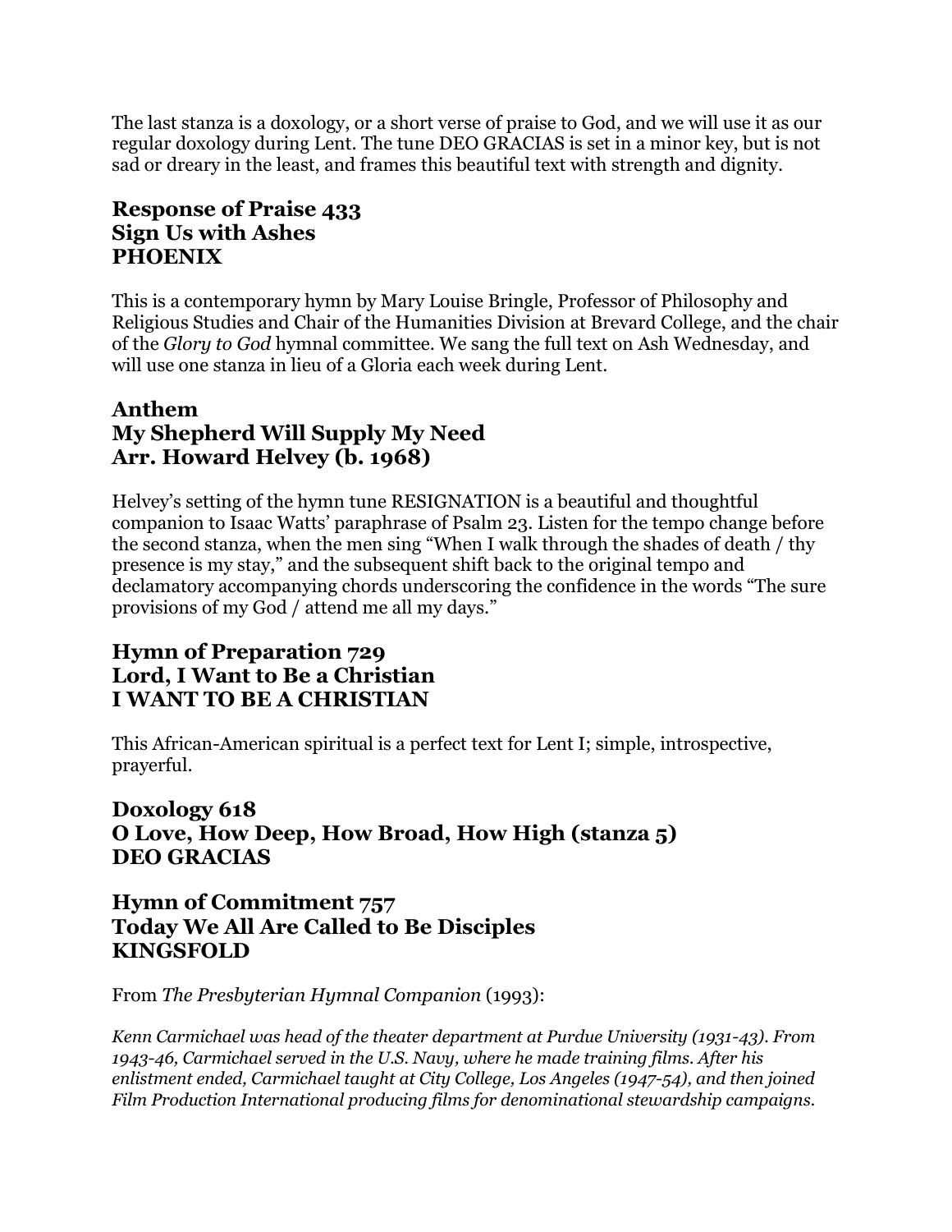The last stanza is a doxology, or a short verse of praise to God, and we will use it as our regular doxology during Lent. The tune DEO GRACIAS is set in a minor key, but is not sad or dreary in the least, and frames this beautiful text with strength and dignity.

### Response of Praise 433
### Sign Us with Ashes
### PHOENIX

This is a contemporary hymn by Mary Louise Bringle, Professor of Philosophy and Religious Studies and Chair of the Humanities Division at Brevard College, and the chair of the *Glory to God* hymnal committee. We sang the full text on Ash Wednesday, and will use one stanza in lieu of a Gloria each week during Lent.

### Anthem
### My Shepherd Will Supply My Need
### Arr. Howard Helvey (b. 1968)

Helvey's setting of the hymn tune RESIGNATION is a beautiful and thoughtful companion to Isaac Watts' paraphrase of Psalm 23. Listen for the tempo change before the second stanza, when the men sing "When I walk through the shades of death / thy presence is my stay," and the subsequent shift back to the original tempo and declamatory accompanying chords underscoring the confidence in the words "The sure provisions of my God / attend me all my days."

### Hymn of Preparation 729
### Lord, I Want to Be a Christian
### I WANT TO BE A CHRISTIAN

This African-American spiritual is a perfect text for Lent I; simple, introspective, prayerful.

### Doxology 618
### O Love, How Deep, How Broad, How High (stanza 5)
### DEO GRACIAS

### Hymn of Commitment 757
### Today We All Are Called to Be Disciples
### KINGSFOLD

From *The Presbyterian Hymnal Companion* (1993):

*Kenn Carmichael was head of the theater department at Purdue University (1931-43). From 1943-46, Carmichael served in the U.S. Navy, where he made training films. After his enlistment ended, Carmichael taught at City College, Los Angeles (1947-54), and then joined Film Production International producing films for denominational stewardship campaigns.*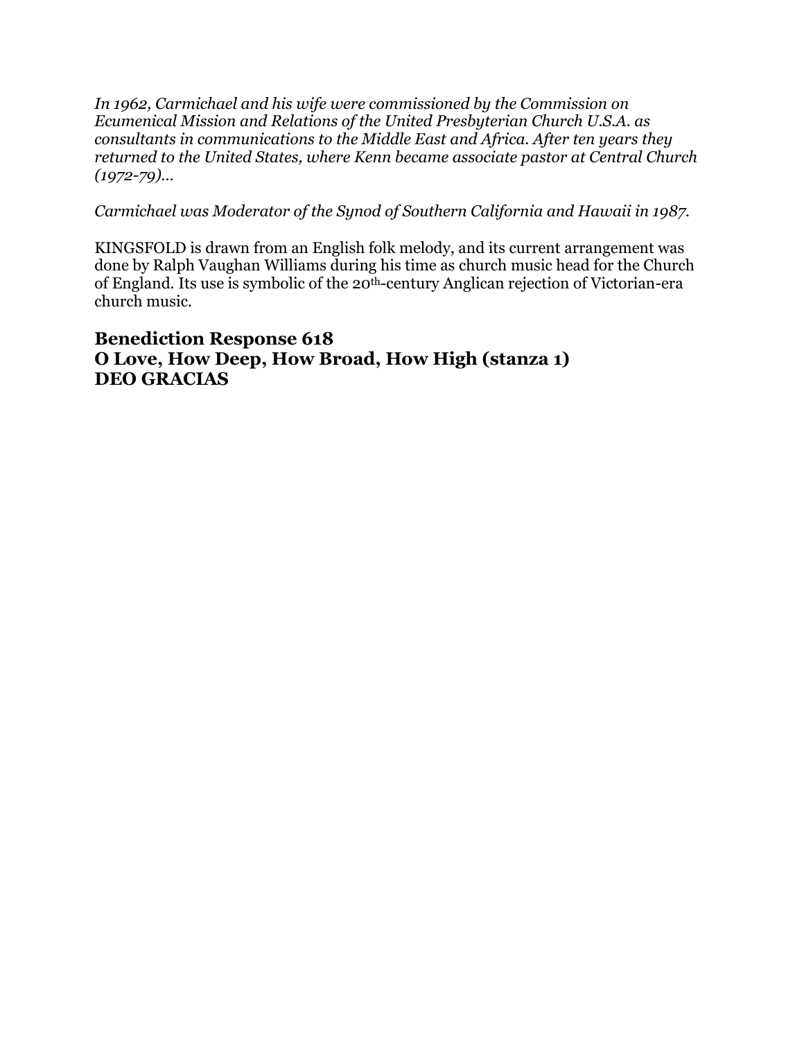*In 1962, Carmichael and his wife were commissioned by the Commission on Ecumenical Mission and Relations of the United Presbyterian Church U.S.A. as consultants in communications to the Middle East and Africa. After ten years they returned to the United States, where Kenn became associate pastor at Central Church (1972-79)…*

*Carmichael was Moderator of the Synod of Southern California and Hawaii in 1987.*

KINGSFOLD is drawn from an English folk melody, and its current arrangement was done by Ralph Vaughan Williams during his time as church music head for the Church of England. Its use is symbolic of the 20th-century Anglican rejection of Victorian-era church music.

### Benediction Response 618
### O Love, How Deep, How Broad, How High (stanza 1)
### DEO GRACIAS